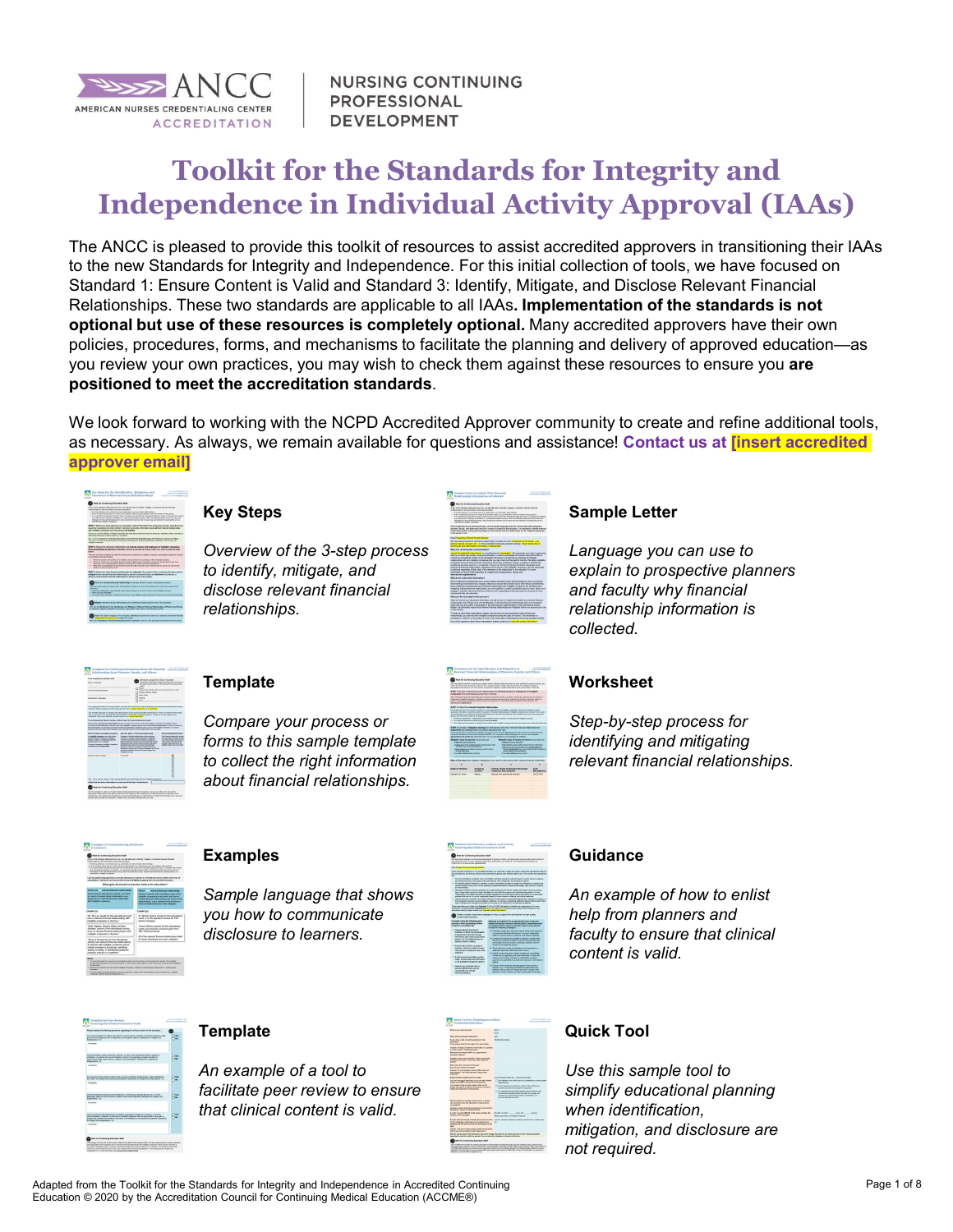ANCC AMERICAN NURSES CREDENTIALING CENTER ACCREDITATION | NURSING CONTINUING PROFESSIONAL DEVELOPMENT

# Toolkit for the Standards for Integrity and Independence in Individual Activity Approval (IAAs)

The ANCC is pleased to provide this toolkit of resources to assist accredited approvers in transitioning their IAAs to the new Standards for Integrity and Independence. For this initial collection of tools, we have focused on Standard 1: Ensure Content is Valid and Standard 3: Identify, Mitigate, and Disclose Relevant Financial Relationships. These two standards are applicable to all IAAs**. Implementation of the standards is not optional but use of these resources is completely optional.** Many accredited approvers have their own policies, procedures, forms, and mechanisms to facilitate the planning and delivery of approved education—as you review your own practices, you may wish to check them against these resources to ensure you **are positioned to meet the accreditation standards**.

We look forward to working with the NCPD Accredited Approver community to create and refine additional tools, as necessary. As always, we remain available for questions and assistance! **Contact us at [insert accredited approver email]**

## Key Steps

*Overview of the 3-step process to identify, mitigate, and disclose relevant financial relationships.*

## Sample Letter

*Language you can use to explain to prospective planners and faculty why financial relationship information is collected.*

## Template

*Compare your process or forms to this sample template to collect the right information about financial relationships.*

## Worksheet

*Step-by-step process for identifying and mitigating relevant financial relationships.*

## Examples

*Sample language that shows you how to communicate disclosure to learners.*

## Guidance

*An example of how to enlist help from planners and faculty to ensure that clinical content is valid.*

## Template

*An example of a tool to facilitate peer review to ensure that clinical content is valid.*

## Quick Tool

*Use this sample tool to simplify educational planning when identification, mitigation, and disclosure are not required.*

Adapted from the Toolkit for the Standards for Integrity and Independence in Accredited Continuing Education © 2020 by the Accreditation Council for Continuing Medical Education (ACCME®)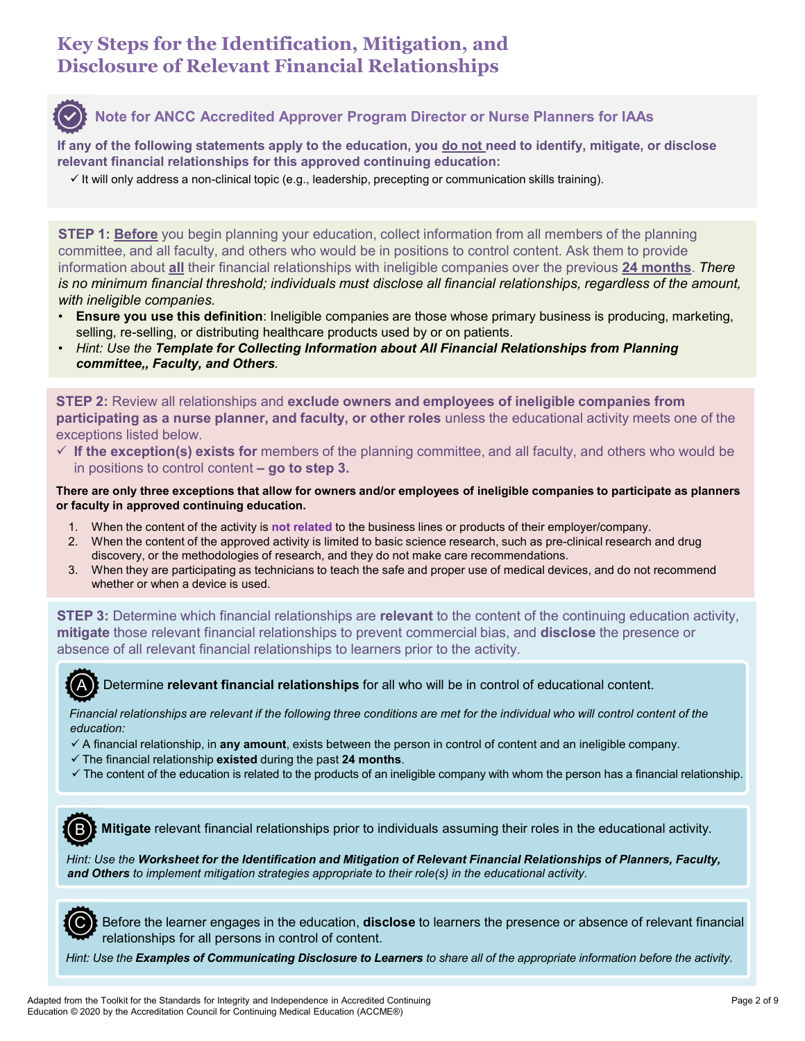# Key Steps for the Identification, Mitigation, and Disclosure of Relevant Financial Relationships

## Note for ANCC Accredited Approver Program Director or Nurse Planners for IAAs

**If any of the following statements apply to the education, you do not need to identify, mitigate, or disclose relevant financial relationships for this approved continuing education:**

- ✓ It will only address a non-clinical topic (e.g., leadership, precepting or communication skills training).

**STEP 1: Before** you begin planning your education, collect information from all members of the planning committee, and all faculty, and others who would be in positions to control content. Ask them to provide information about **all** their financial relationships with ineligible companies over the previous **24 months**. *There is no minimum financial threshold; individuals must disclose all financial relationships, regardless of the amount, with ineligible companies.*

- **Ensure you use this definition**: Ineligible companies are those whose primary business is producing, marketing, selling, re-selling, or distributing healthcare products used by or on patients.
- *Hint: Use the **Template for Collecting Information about All Financial Relationships from Planning committee,, Faculty, and Others**.*

**STEP 2:** Review all relationships and **exclude owners and employees of ineligible companies from participating as a nurse planner, and faculty, or other roles** unless the educational activity meets one of the exceptions listed below.

- ✓ **If the exception(s) exists for** members of the planning committee, and all faculty, and others who would be in positions to control content **– go to step 3.**

**There are only three exceptions that allow for owners and/or employees of ineligible companies to participate as planners or faculty in approved continuing education.**

1. When the content of the activity is **not related** to the business lines or products of their employer/company.
2. When the content of the approved activity is limited to basic science research, such as pre-clinical research and drug discovery, or the methodologies of research, and they do not make care recommendations.
3. When they are participating as technicians to teach the safe and proper use of medical devices, and do not recommend whether or when a device is used.

**STEP 3:** Determine which financial relationships are **relevant** to the content of the continuing education activity, **mitigate** those relevant financial relationships to prevent commercial bias, and **disclose** the presence or absence of all relevant financial relationships to learners prior to the activity.

**A** Determine **relevant financial relationships** for all who will be in control of educational content.

*Financial relationships are relevant if the following three conditions are met for the individual who will control content of the education:*

- ✓ A financial relationship, in **any amount**, exists between the person in control of content and an ineligible company.
- ✓ The financial relationship **existed** during the past **24 months**.
- ✓ The content of the education is related to the products of an ineligible company with whom the person has a financial relationship.

**B** **Mitigate** relevant financial relationships prior to individuals assuming their roles in the educational activity.

*Hint: Use the **Worksheet for the Identification and Mitigation of Relevant Financial Relationships of Planners, Faculty, and Others** to implement mitigation strategies appropriate to their role(s) in the educational activity.*

**C** Before the learner engages in the education, **disclose** to learners the presence or absence of relevant financial relationships for all persons in control of content.

*Hint: Use the **Examples of Communicating Disclosure to Learners** to share all of the appropriate information before the activity.*

Adapted from the Toolkit for the Standards for Integrity and Independence in Accredited Continuing Education © 2020 by the Accreditation Council for Continuing Medical Education (ACCME®)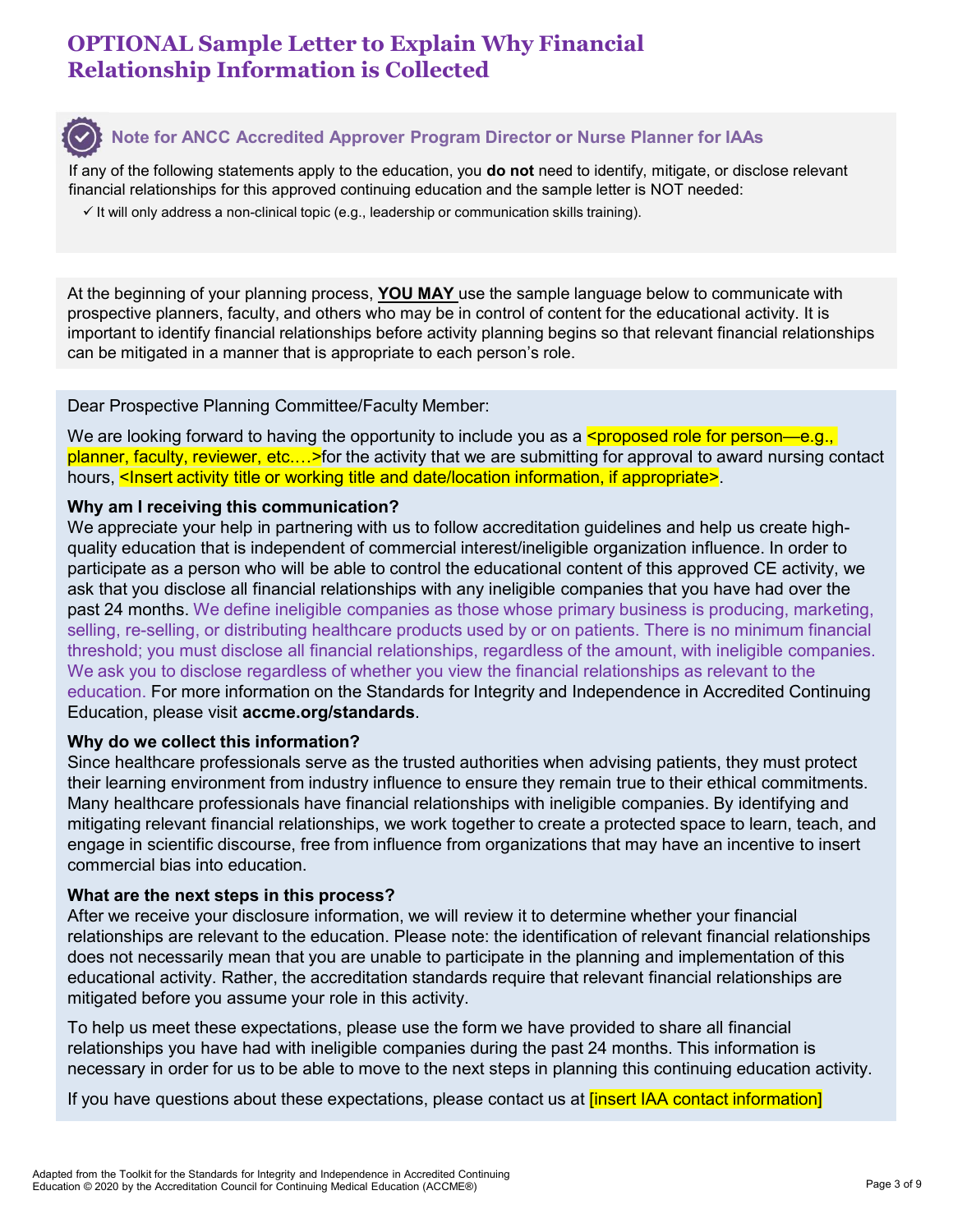# OPTIONAL Sample Letter to Explain Why Financial Relationship Information is Collected

**Note for ANCC Accredited Approver Program Director or Nurse Planner for IAAs**

If any of the following statements apply to the education, you **do not** need to identify, mitigate, or disclose relevant financial relationships for this approved continuing education and the sample letter is NOT needed:

✓ It will only address a non-clinical topic (e.g., leadership or communication skills training).

At the beginning of your planning process, **YOU MAY** use the sample language below to communicate with prospective planners, faculty, and others who may be in control of content for the educational activity. It is important to identify financial relationships before activity planning begins so that relevant financial relationships can be mitigated in a manner that is appropriate to each person's role.

Dear Prospective Planning Committee/Faculty Member:

We are looking forward to having the opportunity to include you as a <proposed role for person—e.g., planner, faculty, reviewer, etc.…>for the activity that we are submitting for approval to award nursing contact hours, <Insert activity title or working title and date/location information, if appropriate>.

**Why am I receiving this communication?**

We appreciate your help in partnering with us to follow accreditation guidelines and help us create high-quality education that is independent of commercial interest/ineligible organization influence. In order to participate as a person who will be able to control the educational content of this approved CE activity, we ask that you disclose all financial relationships with any ineligible companies that you have had over the past 24 months. We define ineligible companies as those whose primary business is producing, marketing, selling, re-selling, or distributing healthcare products used by or on patients. There is no minimum financial threshold; you must disclose all financial relationships, regardless of the amount, with ineligible companies. We ask you to disclose regardless of whether you view the financial relationships as relevant to the education. For more information on the Standards for Integrity and Independence in Accredited Continuing Education, please visit **accme.org/standards**.

**Why do we collect this information?**

Since healthcare professionals serve as the trusted authorities when advising patients, they must protect their learning environment from industry influence to ensure they remain true to their ethical commitments. Many healthcare professionals have financial relationships with ineligible companies. By identifying and mitigating relevant financial relationships, we work together to create a protected space to learn, teach, and engage in scientific discourse, free from influence from organizations that may have an incentive to insert commercial bias into education.

**What are the next steps in this process?**

After we receive your disclosure information, we will review it to determine whether your financial relationships are relevant to the education. Please note: the identification of relevant financial relationships does not necessarily mean that you are unable to participate in the planning and implementation of this educational activity. Rather, the accreditation standards require that relevant financial relationships are mitigated before you assume your role in this activity.

To help us meet these expectations, please use the form we have provided to share all financial relationships you have had with ineligible companies during the past 24 months. This information is necessary in order for us to be able to move to the next steps in planning this continuing education activity.

If you have questions about these expectations, please contact us at [insert IAA contact information]

Adapted from the Toolkit for the Standards for Integrity and Independence in Accredited Continuing Education © 2020 by the Accreditation Council for Continuing Medical Education (ACCME®)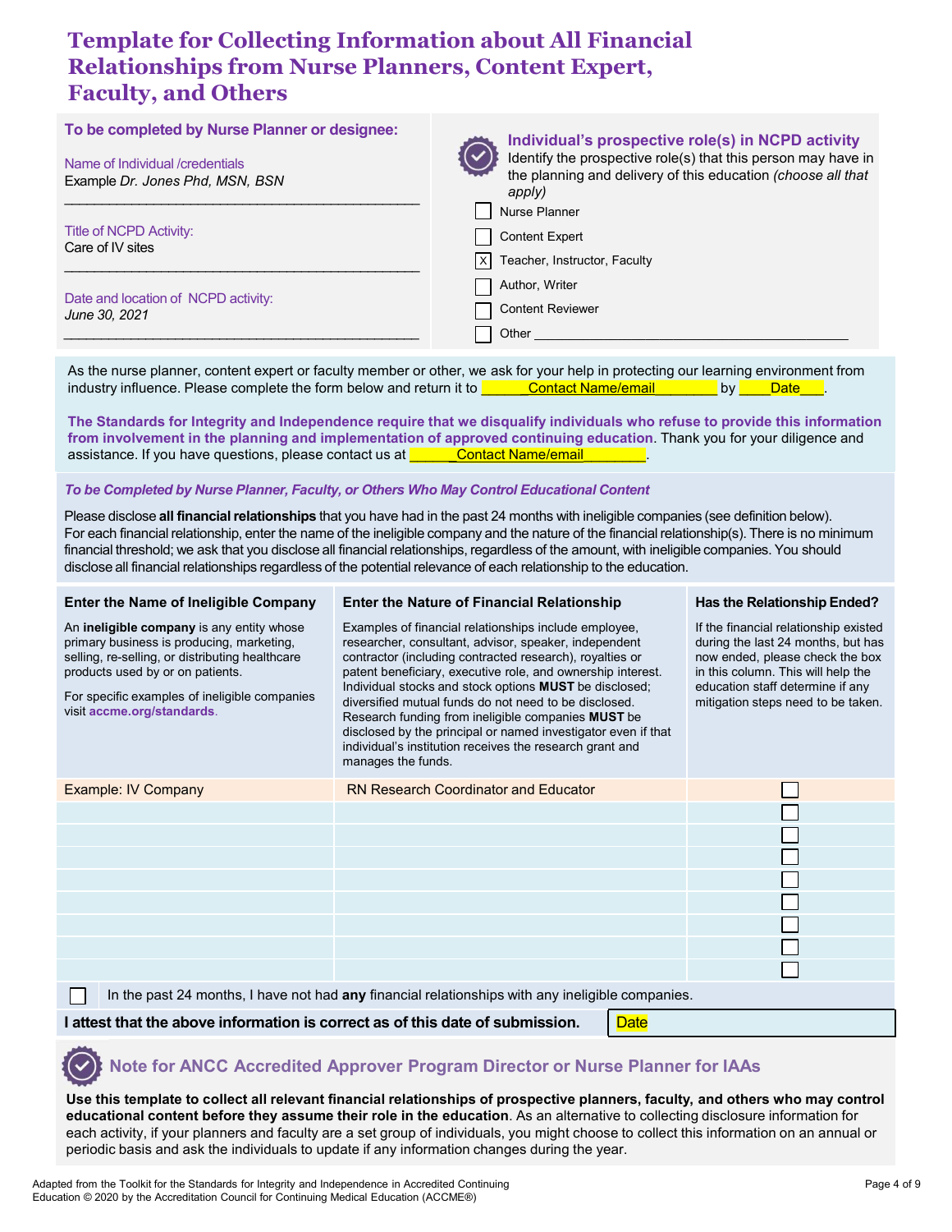# Template for Collecting Information about All Financial Relationships from Nurse Planners, Content Expert, Faculty, and Others

**To be completed by Nurse Planner or designee:**

Name of Individual /credentials
Example *Dr. Jones Phd, MSN, BSN*

Title of NCPD Activity:
Care of IV sites

Date and location of NCPD activity:
*June 30, 2021*

**Individual's prospective role(s) in NCPD activity**
Identify the prospective role(s) that this person may have in the planning and delivery of this education *(choose all that apply)*

- [ ] Nurse Planner
- [ ] Content Expert
- [x] Teacher, Instructor, Faculty
- [ ] Author, Writer
- [ ] Content Reviewer
- [ ] Other ___________________________

As the nurse planner, content expert or faculty member or other, we ask for your help in protecting our learning environment from industry influence. Please complete the form below and return it to ______Contact Name/email________ by ____Date___.

**The Standards for Integrity and Independence require that we disqualify individuals who refuse to provide this information from involvement in the planning and implementation of approved continuing education**. Thank you for your diligence and assistance. If you have questions, please contact us at ______Contact Name/email________.

***To be Completed by Nurse Planner, Faculty, or Others Who May Control Educational Content***

Please disclose **all financial relationships** that you have had in the past 24 months with ineligible companies (see definition below). For each financial relationship, enter the name of the ineligible company and the nature of the financial relationship(s). There is no minimum financial threshold; we ask that you disclose all financial relationships, regardless of the amount, with ineligible companies. You should disclose all financial relationships regardless of the potential relevance of each relationship to the education.

| **Enter the Name of Ineligible Company**<br><br>An **ineligible company** is any entity whose primary business is producing, marketing, selling, re-selling, or distributing healthcare products used by or on patients.<br><br>For specific examples of ineligible companies visit **accme.org/standards**. | **Enter the Nature of Financial Relationship**<br><br>Examples of financial relationships include employee, researcher, consultant, advisor, speaker, independent contractor (including contracted research), royalties or patent beneficiary, executive role, and ownership interest. Individual stocks and stock options **MUST** be disclosed; diversified mutual funds do not need to be disclosed. Research funding from ineligible companies **MUST** be disclosed by the principal or named investigator even if that individual's institution receives the research grant and manages the funds. | **Has the Relationship Ended?**<br><br>If the financial relationship existed during the last 24 months, but has now ended, please check the box in this column. This will help the education staff determine if any mitigation steps need to be taken. |
|---|---|---|
| Example: IV Company | RN Research Coordinator and Educator | ☐ |
| | | ☐ |
| | | ☐ |
| | | ☐ |
| | | ☐ |
| | | ☐ |
| | | ☐ |
| | | ☐ |
| | | ☐ |

☐ In the past 24 months, I have not had **any** financial relationships with any ineligible companies.

**I attest that the above information is correct as of this date of submission.** Date

## Note for ANCC Accredited Approver Program Director or Nurse Planner for IAAs

**Use this template to collect all relevant financial relationships of prospective planners, faculty, and others who may control educational content before they assume their role in the education**. As an alternative to collecting disclosure information for each activity, if your planners and faculty are a set group of individuals, you might choose to collect this information on an annual or periodic basis and ask the individuals to update if any information changes during the year.

Adapted from the Toolkit for the Standards for Integrity and Independence in Accredited Continuing Education © 2020 by the Accreditation Council for Continuing Medical Education (ACCME®)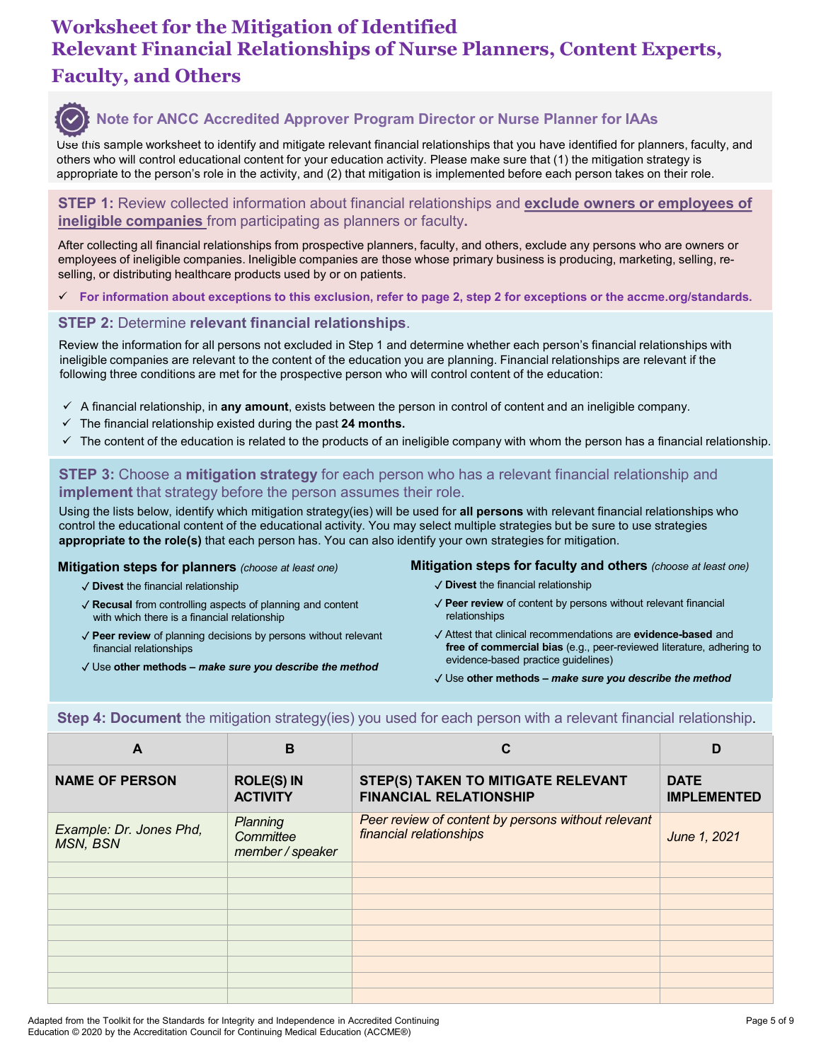# Worksheet for the Mitigation of Identified Relevant Financial Relationships of Nurse Planners, Content Experts, Faculty, and Others

### Note for ANCC Accredited Approver Program Director or Nurse Planner for IAAs

Use this sample worksheet to identify and mitigate relevant financial relationships that you have identified for planners, faculty, and others who will control educational content for your education activity. Please make sure that (1) the mitigation strategy is appropriate to the person's role in the activity, and (2) that mitigation is implemented before each person takes on their role.

## STEP 1: Review collected information about financial relationships and **exclude owners or employees of ineligible companies** from participating as planners or faculty.

After collecting all financial relationships from prospective planners, faculty, and others, exclude any persons who are owners or employees of ineligible companies. Ineligible companies are those whose primary business is producing, marketing, selling, re-selling, or distributing healthcare products used by or on patients.

- ✓ **For information about exceptions to this exclusion, refer to page 2, step 2 for exceptions or the accme.org/standards.**

## STEP 2: Determine **relevant financial relationships**.

Review the information for all persons not excluded in Step 1 and determine whether each person's financial relationships with ineligible companies are relevant to the content of the education you are planning. Financial relationships are relevant if the following three conditions are met for the prospective person who will control content of the education:

- ✓ A financial relationship, in **any amount**, exists between the person in control of content and an ineligible company.
- ✓ The financial relationship existed during the past **24 months.**
- ✓ The content of the education is related to the products of an ineligible company with whom the person has a financial relationship.

## STEP 3: Choose a **mitigation strategy** for each person who has a relevant financial relationship and **implement** that strategy before the person assumes their role.

Using the lists below, identify which mitigation strategy(ies) will be used for **all persons** with relevant financial relationships who control the educational content of the educational activity. You may select multiple strategies but be sure to use strategies **appropriate to the role(s)** that each person has. You can also identify your own strategies for mitigation.

**Mitigation steps for planners** *(choose at least one)*

- ✓ **Divest** the financial relationship
- ✓ **Recusal** from controlling aspects of planning and content with which there is a financial relationship
- ✓ **Peer review** of planning decisions by persons without relevant financial relationships
- ✓ Use **other methods –** ***make sure you describe the method***

**Mitigation steps for faculty and others** *(choose at least one)*

- ✓ **Divest** the financial relationship
- ✓ **Peer review** of content by persons without relevant financial relationships
- ✓ Attest that clinical recommendations are **evidence-based** and **free of commercial bias** (e.g., peer-reviewed literature, adhering to evidence-based practice guidelines)
- ✓ Use **other methods –** ***make sure you describe the method***

## Step 4: **Document** the mitigation strategy(ies) you used for each person with a relevant financial relationship.

| A | B | C | D |
|---|---|---|---|
| **NAME OF PERSON** | **ROLE(S) IN ACTIVITY** | **STEP(S) TAKEN TO MITIGATE RELEVANT FINANCIAL RELATIONSHIP** | **DATE IMPLEMENTED** |
| *Example: Dr. Jones Phd, MSN, BSN* | *Planning Committee member / speaker* | *Peer review of content by persons without relevant financial relationships* | *June 1, 2021* |
| | | | |
| | | | |
| | | | |
| | | | |
| | | | |
| | | | |
| | | | |
| | | | |
| | | | |

Adapted from the Toolkit for the Standards for Integrity and Independence in Accredited Continuing Education © 2020 by the Accreditation Council for Continuing Medical Education (ACCME®)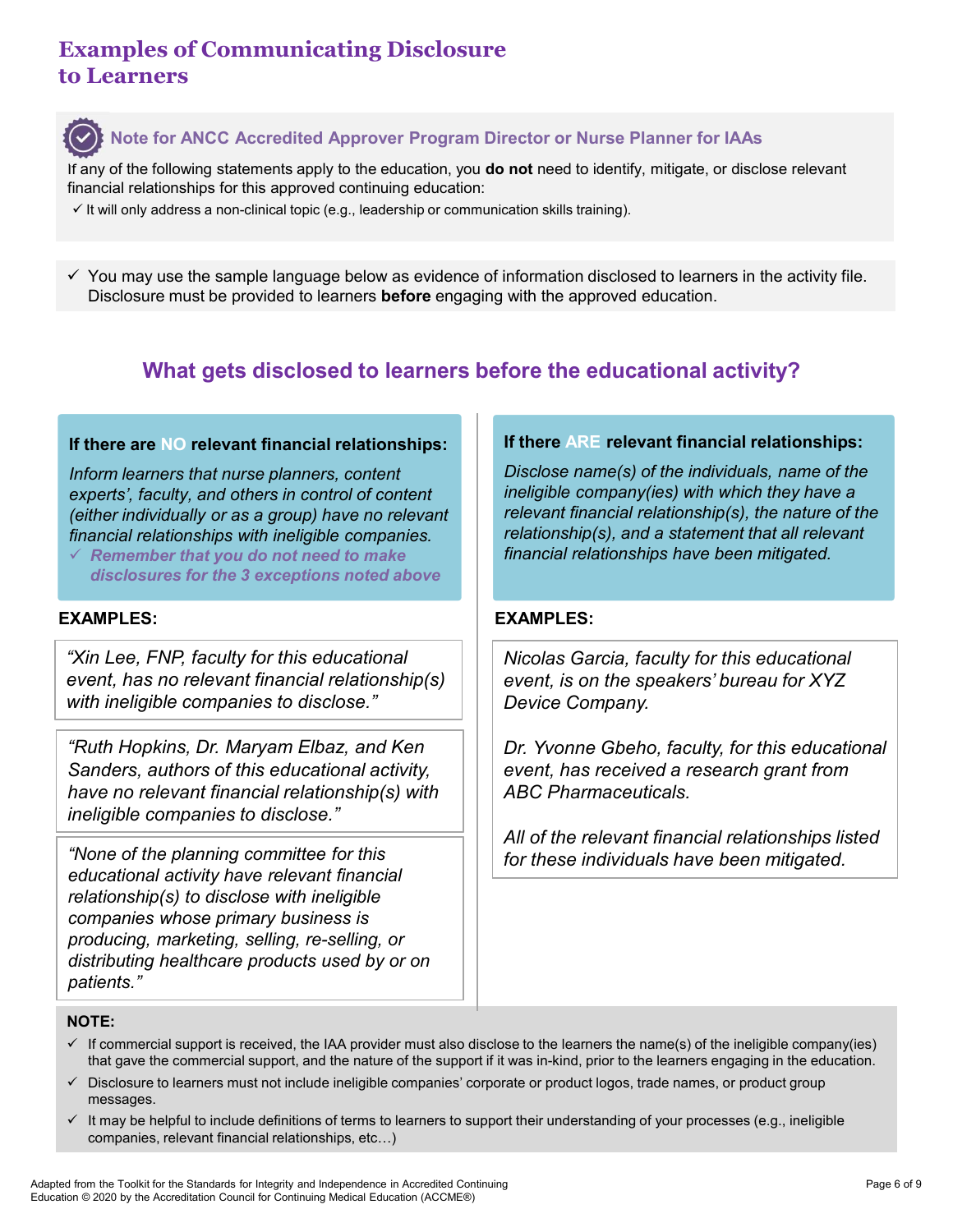# Examples of Communicating Disclosure to Learners

**Note for ANCC Accredited Approver Program Director or Nurse Planner for IAAs**

If any of the following statements apply to the education, you **do not** need to identify, mitigate, or disclose relevant financial relationships for this approved continuing education:

- ✓ It will only address a non-clinical topic (e.g., leadership or communication skills training).

- ✓ You may use the sample language below as evidence of information disclosed to learners in the activity file. Disclosure must be provided to learners **before** engaging with the approved education.

## What gets disclosed to learners before the educational activity?

### If there are NO relevant financial relationships:

*Inform learners that nurse planners, content experts', faculty, and others in control of content (either individually or as a group) have no relevant financial relationships with ineligible companies.*

- ✓ ***Remember that you do not need to make disclosures for the 3 exceptions noted above***

**EXAMPLES:**

*"Xin Lee, FNP, faculty for this educational event, has no relevant financial relationship(s) with ineligible companies to disclose."*

*"Ruth Hopkins, Dr. Maryam Elbaz, and Ken Sanders, authors of this educational activity, have no relevant financial relationship(s) with ineligible companies to disclose."*

*"None of the planning committee for this educational activity have relevant financial relationship(s) to disclose with ineligible companies whose primary business is producing, marketing, selling, re-selling, or distributing healthcare products used by or on patients."*

### If there ARE relevant financial relationships:

*Disclose name(s) of the individuals, name of the ineligible company(ies) with which they have a relevant financial relationship(s), the nature of the relationship(s), and a statement that all relevant financial relationships have been mitigated.*

**EXAMPLES:**

*Nicolas Garcia, faculty for this educational event, is on the speakers' bureau for XYZ Device Company.*

*Dr. Yvonne Gbeho, faculty, for this educational event, has received a research grant from ABC Pharmaceuticals.*

*All of the relevant financial relationships listed for these individuals have been mitigated.*

**NOTE:**

- ✓ If commercial support is received, the IAA provider must also disclose to the learners the name(s) of the ineligible company(ies) that gave the commercial support, and the nature of the support if it was in-kind, prior to the learners engaging in the education.
- ✓ Disclosure to learners must not include ineligible companies' corporate or product logos, trade names, or product group messages.
- ✓ It may be helpful to include definitions of terms to learners to support their understanding of your processes (e.g., ineligible companies, relevant financial relationships, etc…)

Adapted from the Toolkit for the Standards for Integrity and Independence in Accredited Continuing Education © 2020 by the Accreditation Council for Continuing Medical Education (ACCME®)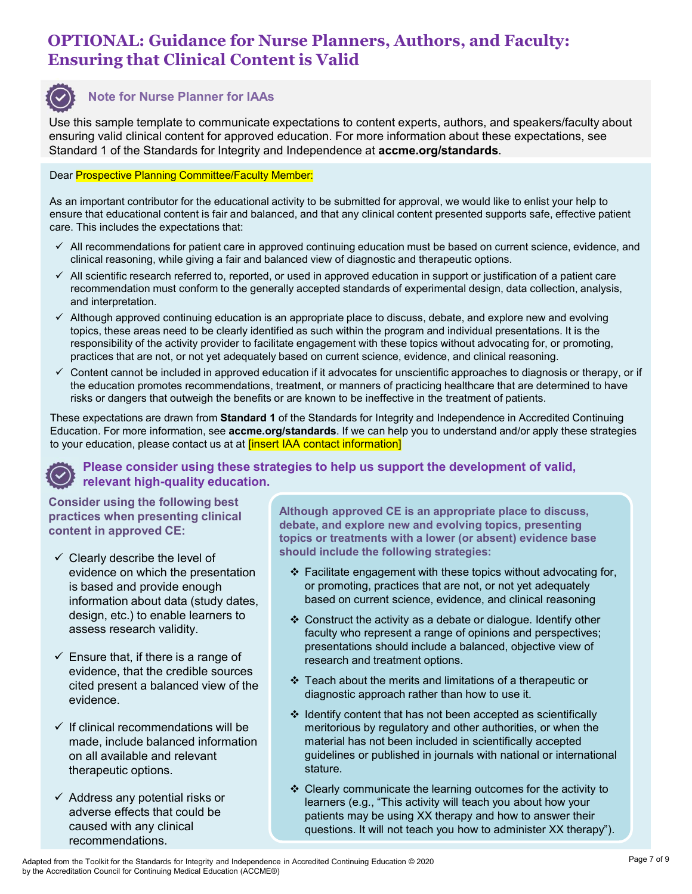# OPTIONAL: Guidance for Nurse Planners, Authors, and Faculty: Ensuring that Clinical Content is Valid

### Note for Nurse Planner for IAAs

Use this sample template to communicate expectations to content experts, authors, and speakers/faculty about ensuring valid clinical content for approved education. For more information about these expectations, see Standard 1 of the Standards for Integrity and Independence at **accme.org/standards**.

Dear Prospective Planning Committee/Faculty Member:

As an important contributor for the educational activity to be submitted for approval, we would like to enlist your help to ensure that educational content is fair and balanced, and that any clinical content presented supports safe, effective patient care. This includes the expectations that:

- ✓ All recommendations for patient care in approved continuing education must be based on current science, evidence, and clinical reasoning, while giving a fair and balanced view of diagnostic and therapeutic options.
- ✓ All scientific research referred to, reported, or used in approved education in support or justification of a patient care recommendation must conform to the generally accepted standards of experimental design, data collection, analysis, and interpretation.
- ✓ Although approved continuing education is an appropriate place to discuss, debate, and explore new and evolving topics, these areas need to be clearly identified as such within the program and individual presentations. It is the responsibility of the activity provider to facilitate engagement with these topics without advocating for, or promoting, practices that are not, or not yet adequately based on current science, evidence, and clinical reasoning.
- ✓ Content cannot be included in approved education if it advocates for unscientific approaches to diagnosis or therapy, or if the education promotes recommendations, treatment, or manners of practicing healthcare that are determined to have risks or dangers that outweigh the benefits or are known to be ineffective in the treatment of patients.

These expectations are drawn from **Standard 1** of the Standards for Integrity and Independence in Accredited Continuing Education. For more information, see **accme.org/standards**. If we can help you to understand and/or apply these strategies to your education, please contact us at at [insert IAA contact information]

### Please consider using these strategies to help us support the development of valid, relevant high-quality education.

**Consider using the following best practices when presenting clinical content in approved CE:**

- ✓ Clearly describe the level of evidence on which the presentation is based and provide enough information about data (study dates, design, etc.) to enable learners to assess research validity.
- ✓ Ensure that, if there is a range of evidence, that the credible sources cited present a balanced view of the evidence.
- ✓ If clinical recommendations will be made, include balanced information on all available and relevant therapeutic options.
- ✓ Address any potential risks or adverse effects that could be caused with any clinical recommendations.

**Although approved CE is an appropriate place to discuss, debate, and explore new and evolving topics, presenting topics or treatments with a lower (or absent) evidence base should include the following strategies:**

- ❖ Facilitate engagement with these topics without advocating for, or promoting, practices that are not, or not yet adequately based on current science, evidence, and clinical reasoning
- ❖ Construct the activity as a debate or dialogue. Identify other faculty who represent a range of opinions and perspectives; presentations should include a balanced, objective view of research and treatment options.
- ❖ Teach about the merits and limitations of a therapeutic or diagnostic approach rather than how to use it.
- ❖ Identify content that has not been accepted as scientifically meritorious by regulatory and other authorities, or when the material has not been included in scientifically accepted guidelines or published in journals with national or international stature.
- ❖ Clearly communicate the learning outcomes for the activity to learners (e.g., "This activity will teach you about how your patients may be using XX therapy and how to answer their questions. It will not teach you how to administer XX therapy").

Adapted from the Toolkit for the Standards for Integrity and Independence in Accredited Continuing Education © 2020 by the Accreditation Council for Continuing Medical Education (ACCME®)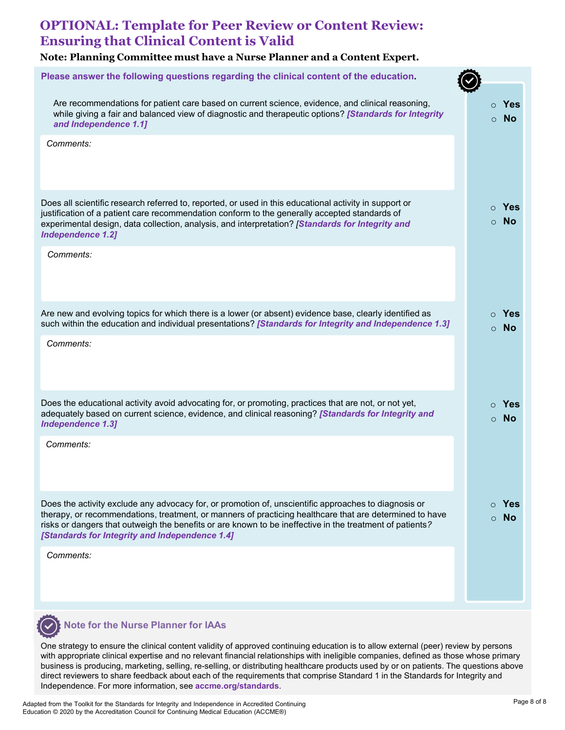# OPTIONAL: Template for Peer Review or Content Review: Ensuring that Clinical Content is Valid

**Note: Planning Committee must have a Nurse Planner and a Content Expert.**

**Please answer the following questions regarding the clinical content of the education.**

Are recommendations for patient care based on current science, evidence, and clinical reasoning, while giving a fair and balanced view of diagnostic and therapeutic options? ***[Standards for Integrity and Independence 1.1]***

○ **Yes**
○ **No**

*Comments:*

Does all scientific research referred to, reported, or used in this educational activity in support or justification of a patient care recommendation conform to the generally accepted standards of experimental design, data collection, analysis, and interpretation? ***[Standards for Integrity and Independence 1.2]***

○ **Yes**
○ **No**

*Comments:*

Are new and evolving topics for which there is a lower (or absent) evidence base, clearly identified as such within the education and individual presentations? ***[Standards for Integrity and Independence 1.3]***

○ **Yes**
○ **No**

*Comments:*

Does the educational activity avoid advocating for, or promoting, practices that are not, or not yet, adequately based on current science, evidence, and clinical reasoning? ***[Standards for Integrity and Independence 1.3]***

○ **Yes**
○ **No**

*Comments:*

Does the activity exclude any advocacy for, or promotion of, unscientific approaches to diagnosis or therapy, or recommendations, treatment, or manners of practicing healthcare that are determined to have risks or dangers that outweigh the benefits or are known to be ineffective in the treatment of patients? ***[Standards for Integrity and Independence 1.4]***

○ **Yes**
○ **No**

*Comments:*

### Note for the Nurse Planner for IAAs

One strategy to ensure the clinical content validity of approved continuing education is to allow external (peer) review by persons with appropriate clinical expertise and no relevant financial relationships with ineligible companies, defined as those whose primary business is producing, marketing, selling, re-selling, or distributing healthcare products used by or on patients. The questions above direct reviewers to share feedback about each of the requirements that comprise Standard 1 in the Standards for Integrity and Independence. For more information, see **accme.org/standards**.

Adapted from the Toolkit for the Standards for Integrity and Independence in Accredited Continuing Education © 2020 by the Accreditation Council for Continuing Medical Education (ACCME®)